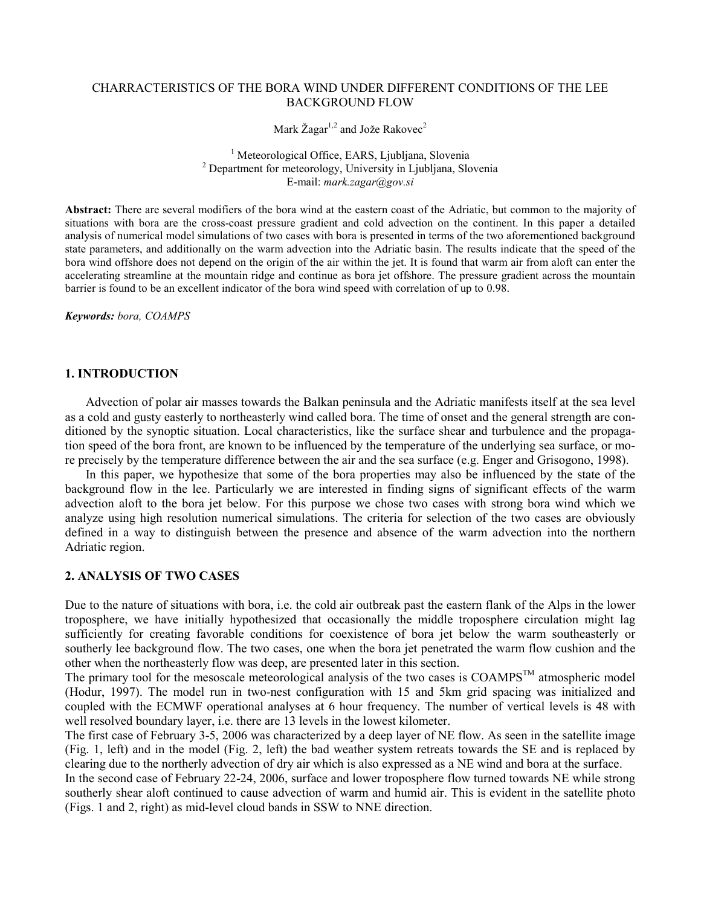# CHARRACTERISTICS OF THE BORA WIND UNDER DIFFERENT CONDITIONS OF THE LEE BACKGROUND FLOW

Mark Žagar[1,2] and Jože Rakovec[2]

[1] Meteorological Office, EARS, Ljubljana, Slovenia
[2] Department for meteorology, University in Ljubljana, Slovenia
E-mail: *mark.zagar@gov.si*

**Abstract:** There are several modifiers of the bora wind at the eastern coast of the Adriatic, but common to the majority of situations with bora are the cross-coast pressure gradient and cold advection on the continent. In this paper a detailed analysis of numerical model simulations of two cases with bora is presented in terms of the two aforementioned background state parameters, and additionally on the warm advection into the Adriatic basin. The results indicate that the speed of the bora wind offshore does not depend on the origin of the air within the jet. It is found that warm air from aloft can enter the accelerating streamline at the mountain ridge and continue as bora jet offshore. The pressure gradient across the mountain barrier is found to be an excellent indicator of the bora wind speed with correlation of up to 0.98.

***Keywords:*** *bora, COAMPS*

## 1. INTRODUCTION

Advection of polar air masses towards the Balkan peninsula and the Adriatic manifests itself at the sea level as a cold and gusty easterly to northeasterly wind called bora. The time of onset and the general strength are conditioned by the synoptic situation. Local characteristics, like the surface shear and turbulence and the propagation speed of the bora front, are known to be influenced by the temperature of the underlying sea surface, or more precisely by the temperature difference between the air and the sea surface (e.g. Enger and Grisogono, 1998).

In this paper, we hypothesize that some of the bora properties may also be influenced by the state of the background flow in the lee. Particularly we are interested in finding signs of significant effects of the warm advection aloft to the bora jet below. For this purpose we chose two cases with strong bora wind which we analyze using high resolution numerical simulations. The criteria for selection of the two cases are obviously defined in a way to distinguish between the presence and absence of the warm advection into the northern Adriatic region.

## 2. ANALYSIS OF TWO CASES

Due to the nature of situations with bora, i.e. the cold air outbreak past the eastern flank of the Alps in the lower troposphere, we have initially hypothesized that occasionally the middle troposphere circulation might lag sufficiently for creating favorable conditions for coexistence of bora jet below the warm southeasterly or southerly lee background flow. The two cases, one when the bora jet penetrated the warm flow cushion and the other when the northeasterly flow was deep, are presented later in this section.

The primary tool for the mesoscale meteorological analysis of the two cases is COAMPS™ atmospheric model (Hodur, 1997). The model run in two-nest configuration with 15 and 5km grid spacing was initialized and coupled with the ECMWF operational analyses at 6 hour frequency. The number of vertical levels is 48 with well resolved boundary layer, i.e. there are 13 levels in the lowest kilometer.

The first case of February 3-5, 2006 was characterized by a deep layer of NE flow. As seen in the satellite image (Fig. 1, left) and in the model (Fig. 2, left) the bad weather system retreats towards the SE and is replaced by clearing due to the northerly advection of dry air which is also expressed as a NE wind and bora at the surface.

In the second case of February 22-24, 2006, surface and lower troposphere flow turned towards NE while strong southerly shear aloft continued to cause advection of warm and humid air. This is evident in the satellite photo (Figs. 1 and 2, right) as mid-level cloud bands in SSW to NNE direction.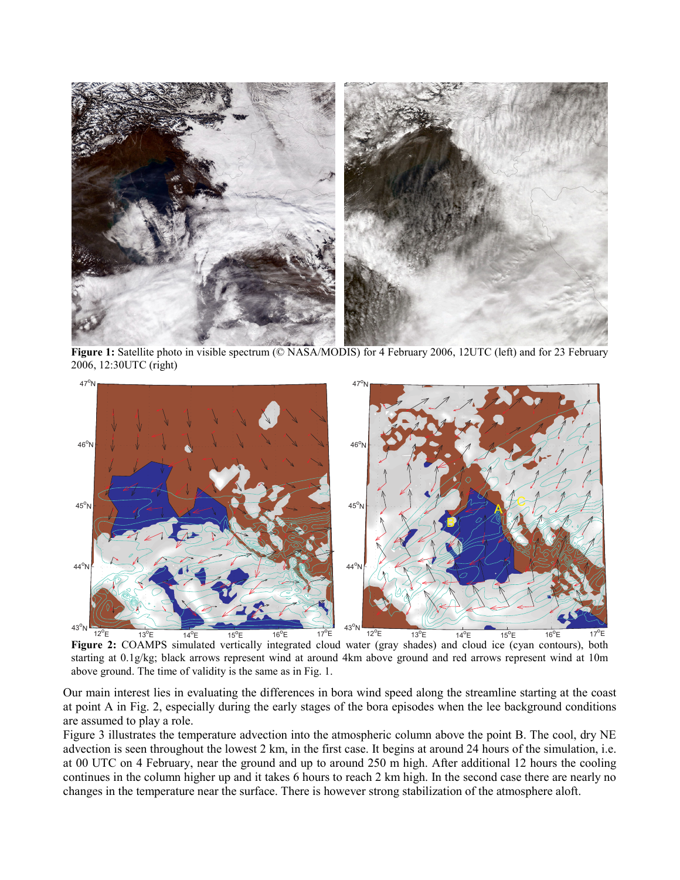**Figure 1:** Satellite photo in visible spectrum (© NASA/MODIS) for 4 February 2006, 12UTC (left) and for 23 February 2006, 12:30UTC (right)

**Figure 2:** COAMPS simulated vertically integrated cloud water (gray shades) and cloud ice (cyan contours), both starting at 0.1g/kg; black arrows represent wind at around 4km above ground and red arrows represent wind at 10m above ground. The time of validity is the same as in Fig. 1.

Our main interest lies in evaluating the differences in bora wind speed along the streamline starting at the coast at point A in Fig. 2, especially during the early stages of the bora episodes when the lee background conditions are assumed to play a role.

Figure 3 illustrates the temperature advection into the atmospheric column above the point B. The cool, dry NE advection is seen throughout the lowest 2 km, in the first case. It begins at around 24 hours of the simulation, i.e. at 00 UTC on 4 February, near the ground and up to around 250 m high. After additional 12 hours the cooling continues in the column higher up and it takes 6 hours to reach 2 km high. In the second case there are nearly no changes in the temperature near the surface. There is however strong stabilization of the atmosphere aloft.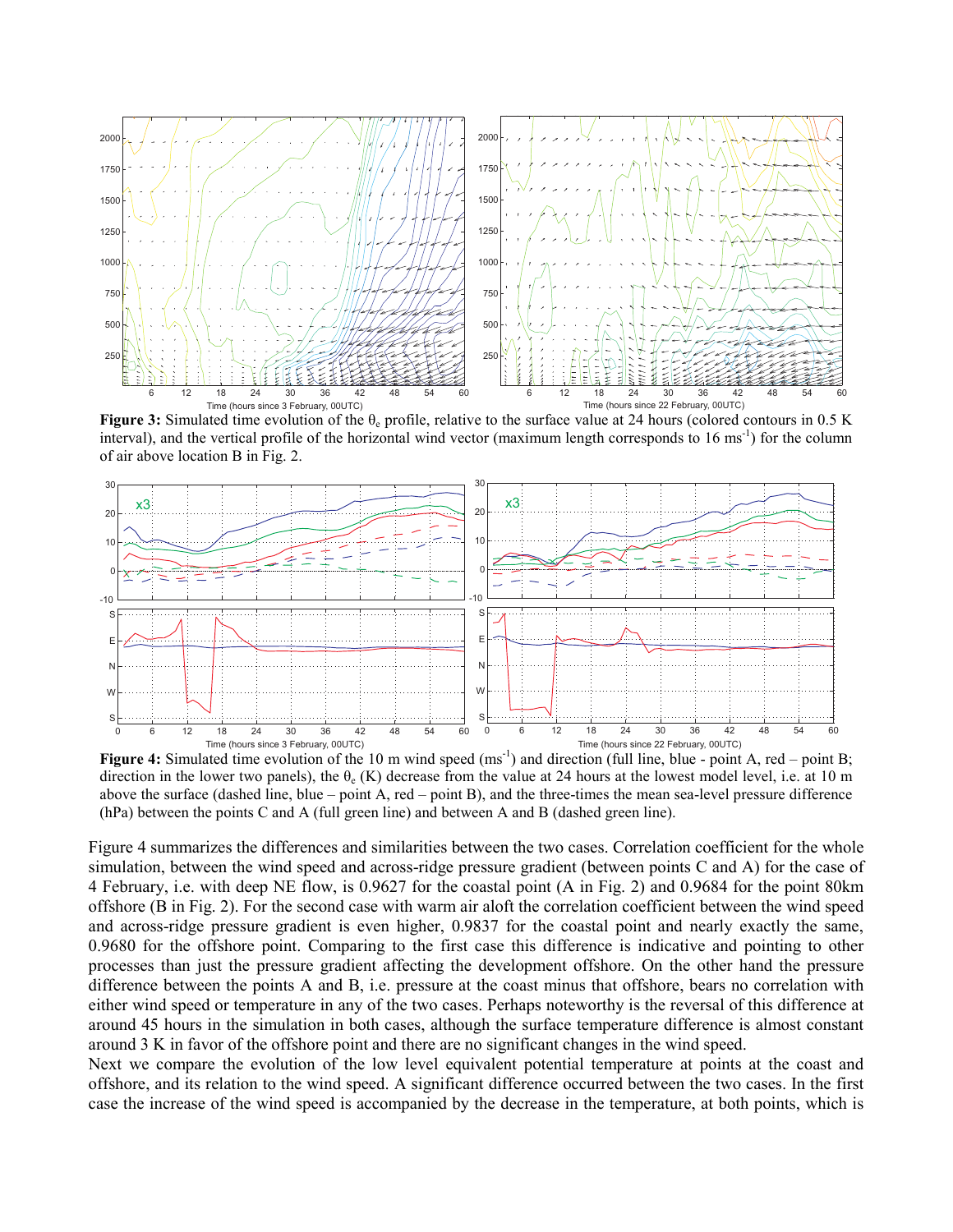**Figure 3:** Simulated time evolution of the $\theta_e$ profile, relative to the surface value at 24 hours (colored contours in 0.5 K interval), and the vertical profile of the horizontal wind vector (maximum length corresponds to 16 ms$^{-1}$) for the column of air above location B in Fig. 2.

**Figure 4:** Simulated time evolution of the 10 m wind speed (ms$^{-1}$) and direction (full line, blue - point A, red – point B; direction in the lower two panels), the $\theta_e$ (K) decrease from the value at 24 hours at the lowest model level, i.e. at 10 m above the surface (dashed line, blue – point A, red – point B), and the three-times the mean sea-level pressure difference (hPa) between the points C and A (full green line) and between A and B (dashed green line).

Figure 4 summarizes the differences and similarities between the two cases. Correlation coefficient for the whole simulation, between the wind speed and across-ridge pressure gradient (between points C and A) for the case of 4 February, i.e. with deep NE flow, is 0.9627 for the coastal point (A in Fig. 2) and 0.9684 for the point 80km offshore (B in Fig. 2). For the second case with warm air aloft the correlation coefficient between the wind speed and across-ridge pressure gradient is even higher, 0.9837 for the coastal point and nearly exactly the same, 0.9680 for the offshore point. Comparing to the first case this difference is indicative and pointing to other processes than just the pressure gradient affecting the development offshore. On the other hand the pressure difference between the points A and B, i.e. pressure at the coast minus that offshore, bears no correlation with either wind speed or temperature in any of the two cases. Perhaps noteworthy is the reversal of this difference at around 45 hours in the simulation in both cases, although the surface temperature difference is almost constant around 3 K in favor of the offshore point and there are no significant changes in the wind speed.

Next we compare the evolution of the low level equivalent potential temperature at points at the coast and offshore, and its relation to the wind speed. A significant difference occurred between the two cases. In the first case the increase of the wind speed is accompanied by the decrease in the temperature, at both points, which is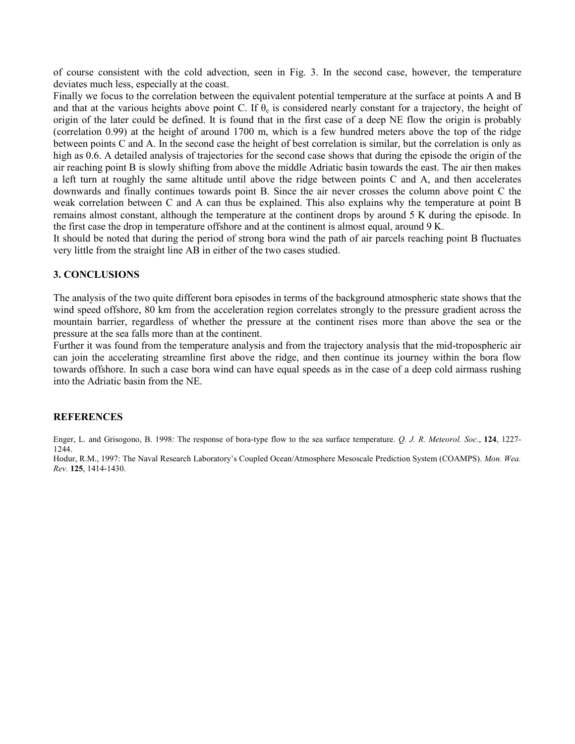of course consistent with the cold advection, seen in Fig. 3. In the second case, however, the temperature deviates much less, especially at the coast.

Finally we focus to the correlation between the equivalent potential temperature at the surface at points A and B and that at the various heights above point C. If $\theta_e$ is considered nearly constant for a trajectory, the height of origin of the later could be defined. It is found that in the first case of a deep NE flow the origin is probably (correlation 0.99) at the height of around 1700 m, which is a few hundred meters above the top of the ridge between points C and A. In the second case the height of best correlation is similar, but the correlation is only as high as 0.6. A detailed analysis of trajectories for the second case shows that during the episode the origin of the air reaching point B is slowly shifting from above the middle Adriatic basin towards the east. The air then makes a left turn at roughly the same altitude until above the ridge between points C and A, and then accelerates downwards and finally continues towards point B. Since the air never crosses the column above point C the weak correlation between C and A can thus be explained. This also explains why the temperature at point B remains almost constant, although the temperature at the continent drops by around 5 K during the episode. In the first case the drop in temperature offshore and at the continent is almost equal, around 9 K.

It should be noted that during the period of strong bora wind the path of air parcels reaching point B fluctuates very little from the straight line AB in either of the two cases studied.

## 3. CONCLUSIONS

The analysis of the two quite different bora episodes in terms of the background atmospheric state shows that the wind speed offshore, 80 km from the acceleration region correlates strongly to the pressure gradient across the mountain barrier, regardless of whether the pressure at the continent rises more than above the sea or the pressure at the sea falls more than at the continent.

Further it was found from the temperature analysis and from the trajectory analysis that the mid-tropospheric air can join the accelerating streamline first above the ridge, and then continue its journey within the bora flow towards offshore. In such a case bora wind can have equal speeds as in the case of a deep cold airmass rushing into the Adriatic basin from the NE.

## REFERENCES

Enger, L. and Grisogono, B. 1998: The response of bora-type flow to the sea surface temperature. *Q. J. R. Meteorol. Soc*., **124**, 1227-1244.

Hodur, R.M., 1997: The Naval Research Laboratory's Coupled Ocean/Atmosphere Mesoscale Prediction System (COAMPS). *Mon. Wea. Rev.* **125**, 1414-1430.